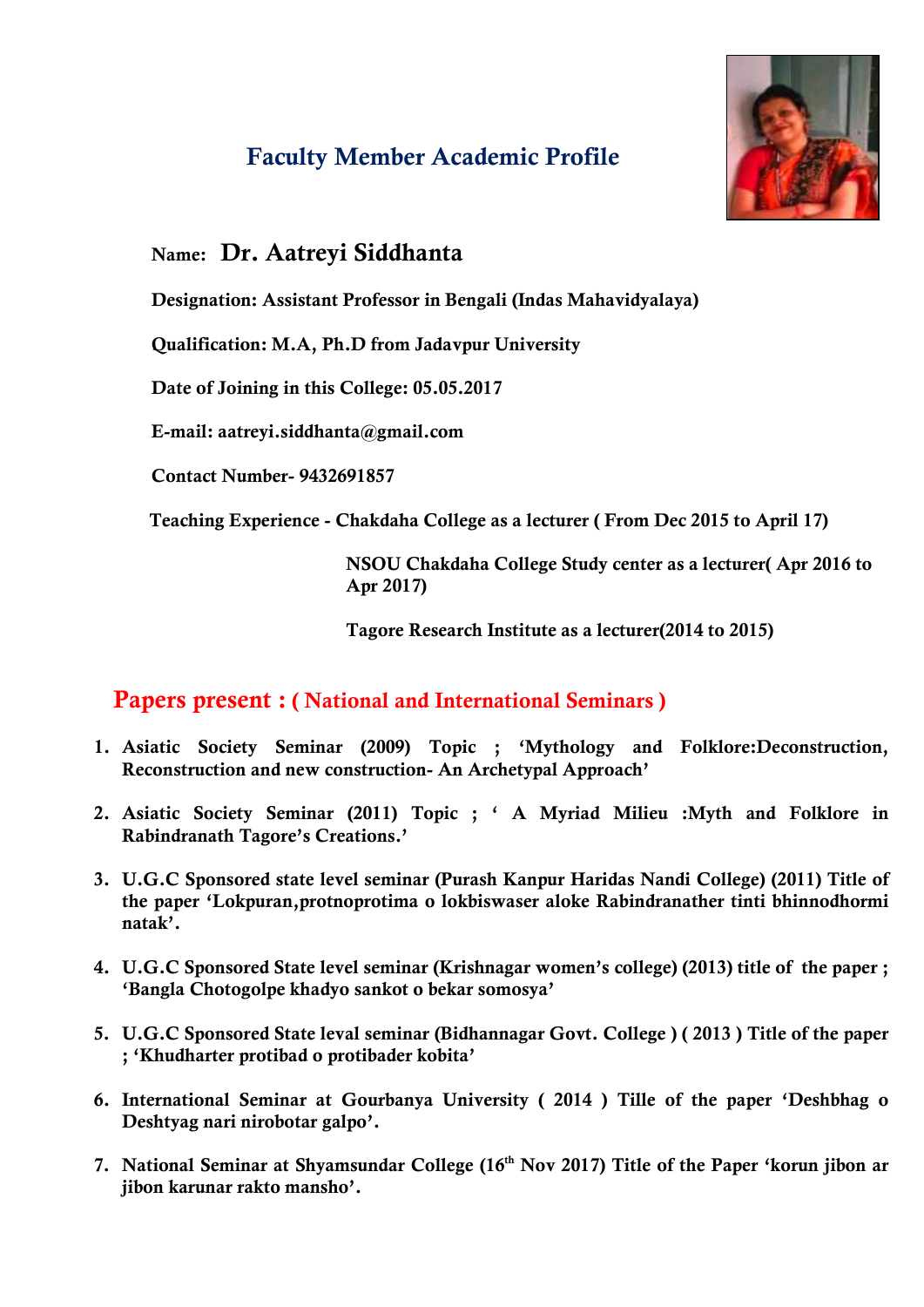# Faculty Member Academic Profile

**Name: Dr. Aatreyi Siddhanta**

**Designation: Assistant Professor in Bengali (Indas Mahavidyalaya)**

**Qualification: M.A, Ph.D from Jadavpur University**

**Date of Joining in this College: 05.05.2017**

**E-mail: aatreyi.siddhanta@gmail.com**

**Contact Number- 9432691857**

**Teaching Experience - Chakdaha College as a lecturer ( From Dec 2015 to April 17)**

**NSOU Chakdaha College Study center as a lecturer( Apr 2016 to Apr 2017)**

**Tagore Research Institute as a lecturer(2014 to 2015)**

## Papers present : ( National and International Seminars )

1. **Asiatic Society Seminar (2009) Topic ; 'Mythology and Folklore:Deconstruction, Reconstruction and new construction- An Archetypal Approach'**
2. **Asiatic Society Seminar (2011) Topic ; ' A Myriad Milieu :Myth and Folklore in Rabindranath Tagore's Creations.'**
3. **U.G.C Sponsored state level seminar (Purash Kanpur Haridas Nandi College) (2011) Title of the paper 'Lokpuran,protnoprotima o lokbiswaser aloke Rabindranather tinti bhinnodhormi natak'.**
4. **U.G.C Sponsored State level seminar (Krishnagar women's college) (2013) title of the paper ; 'Bangla Chotogolpe khadyo sankot o bekar somosya'**
5. **U.G.C Sponsored State leval seminar (Bidhannagar Govt. College ) ( 2013 ) Title of the paper ; 'Khudharter protibad o protibader kobita'**
6. **International Seminar at Gourbanya University ( 2014 ) Tille of the paper 'Deshbhag o Deshtyag nari nirobotar galpo'.**
7. **National Seminar at Shyamsundar College (16th Nov 2017) Title of the Paper 'korun jibon ar jibon karunar rakto mansho'.**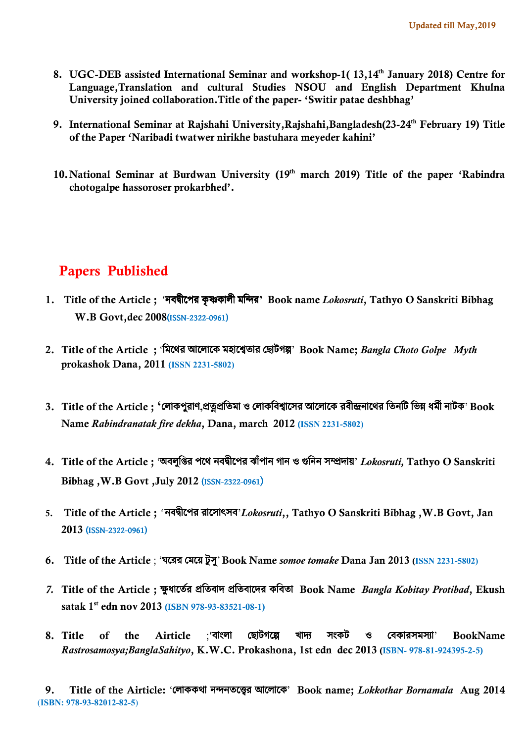8. **UGC-DEB assisted International Seminar and workshop-1( 13,14th January 2018) Centre for Language,Translation and cultural Studies NSOU and English Department Khulna University joined collaboration.Title of the paper- 'Switir patae deshbhag'**

9. **International Seminar at Rajshahi University,Rajshahi,Bangladesh(23-24th February 19) Title of the Paper 'Naribadi twatwer nirikhe bastuhara meyeder kahini'**

10. **National Seminar at Burdwan University (19th march 2019) Title of the paper 'Rabindra chotogalpe hassoroser prokarbhed'.**

## Papers Published

1. **Title of the Article ; 'নবদ্বীপের কৃষ্ণকালী মন্দির' Book name *Lokosruti*, Tathyo O Sanskriti Bibhag W.B Govt,dec 2008(ISSN-2322-0961)**

2. **Title of the Article ; 'মিথের আলোকে মহাশ্বেতার ছোটগল্প' Book Name; *Bangla Choto Golpe Myth* prokashok Dana, 2011 (ISSN 2231-5802)**

3. **Title of the Article ; 'লোকপুরাণ,প্রত্নপ্রতিমা ও লোকবিশ্বাসের আলোকে রবীন্দ্রনাথের তিনটি ভিন্ন ধর্মী নাটক' Book Name *Rabindranatak fire dekha*, Dana, march 2012 (ISSN 2231-5802)**

4. **Title of the Article ; 'অবলুপ্তির পথে নবদ্বীপের ঝাঁপান গান ও গুনিন সম্প্রদায়' *Lokosruti,* Tathyo O Sanskriti Bibhag ,W.B Govt ,July 2012 (ISSN-2322-0961)**

5. **Title of the Article ; 'নবদ্বীপের রাসোৎসব'*Lokosruti*,, Tathyo O Sanskriti Bibhag ,W.B Govt, Jan 2013 (ISSN-2322-0961)**

6. **Title of the Article ; 'ঘরের মেয়ে টুসু' Book Name *somoe tomake* Dana Jan 2013 (ISSN 2231-5802)**

7. **Title of the Article ; ক্ষুধার্তের প্রতিবাদ প্রতিবাদের কবিতা Book Name *Bangla Kobitay Protibad*, Ekush satak 1st edn nov 2013 (ISBN 978-93-83521-08-1)**

8. **Title of the Airticle ;'বাংলা ছোটগল্পে খাদ্য সংকট ও বেকারসমস্যা' BookName *Rastrosamosya;BanglaSahityo*, K.W.C. Prokashona, 1st edn dec 2013 (ISBN- 978-81-924395-2-5)**

9. **Title of the Airticle: 'লোককথা নন্দনতত্ত্বের আলোকে' Book name; *Lokkothar Bornamala* Aug 2014 (ISBN: 978-93-82012-82-5)**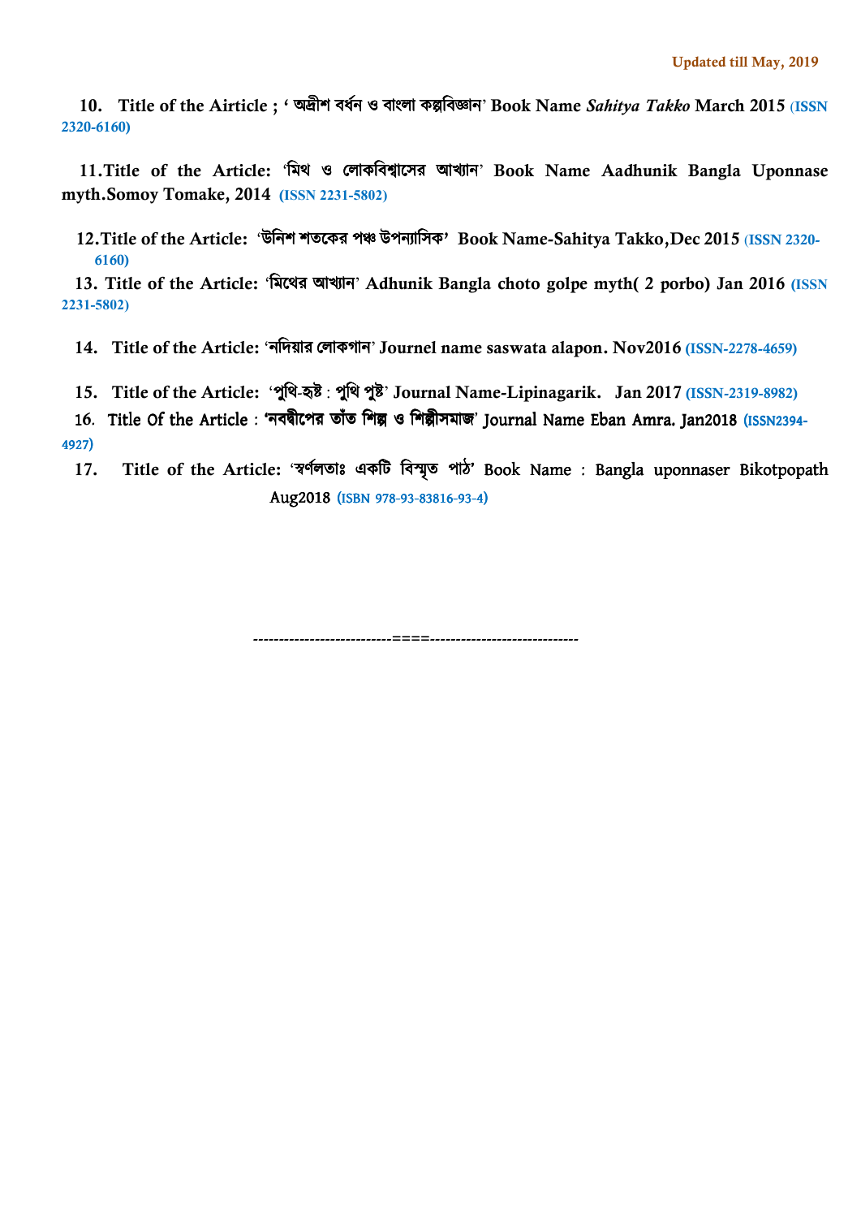Updated till May, 2019

10. Title of the Airticle ; ' অদ্রীশ বর্ধন ও বাংলা কল্পবিজ্ঞান' Book Name *Sahitya Takko* March 2015 (ISSN 2320-6160)

11.Title of the Article: 'মিথ ও লোকবিশ্বাসের আখ্যান' Book Name Aadhunik Bangla Uponnase myth.Somoy Tomake, 2014 (ISSN 2231-5802)

12.Title of the Article: 'উনিশ শতকের পঞ্চ উপন্যাসিক' Book Name-Sahitya Takko,Dec 2015 (ISSN 2320-6160)

13. Title of the Article: 'মিথের আখ্যান' Adhunik Bangla choto golpe myth( 2 porbo) Jan 2016 (ISSN 2231-5802)

14. Title of the Article: 'নদিয়ার লোকগান' Journel name saswata alapon. Nov2016 (ISSN-2278-4659)

15. Title of the Article: 'পুথি-হৃষ্ট : পুথি পুষ্ট' Journal Name-Lipinagarik. Jan 2017 (ISSN-2319-8982)

16. Title Of the Article : 'নবদ্বীপের তাঁত শিল্প ও শিল্পীসমাজ' Journal Name Eban Amra. Jan2018 (ISSN2394-4927)

17. Title of the Article: 'স্বর্ণলতাঃ একটি বিস্মৃত পাঠ' Book Name : Bangla uponnaser Bikotpopath Aug2018 (ISBN 978-93-83816-93-4)

--------------------------====-----------------------------